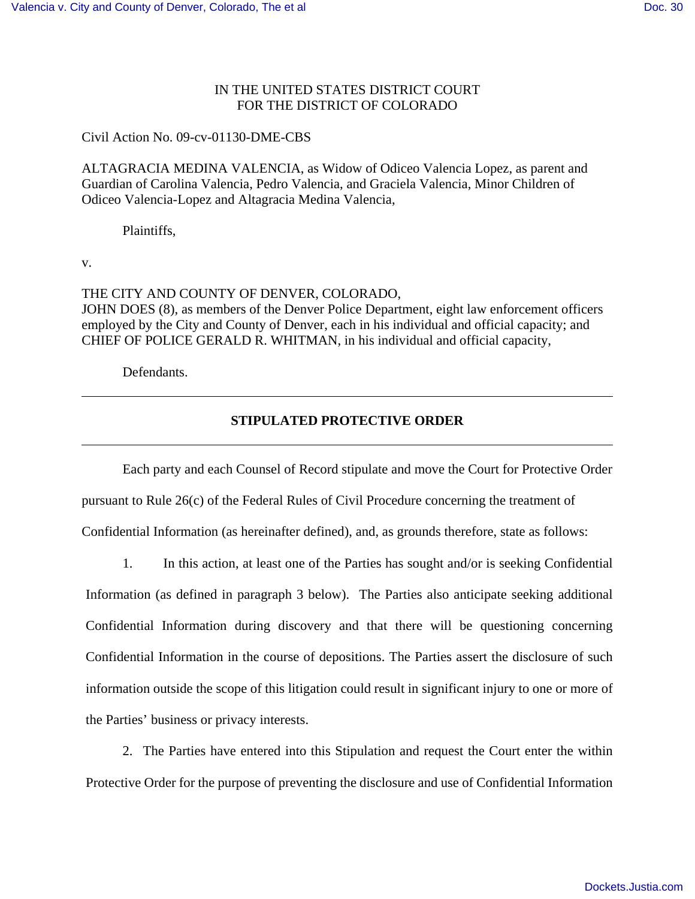IN THE UNITED STATES DISTRICT COURT
FOR THE DISTRICT OF COLORADO

Civil Action No. 09-cv-01130-DME-CBS

ALTAGRACIA MEDINA VALENCIA, as Widow of Odiceo Valencia Lopez, as parent and Guardian of Carolina Valencia, Pedro Valencia, and Graciela Valencia, Minor Children of Odiceo Valencia-Lopez and Altagracia Medina Valencia,

Plaintiffs,

v.

THE CITY AND COUNTY OF DENVER, COLORADO,
JOHN DOES (8), as members of the Denver Police Department, eight law enforcement officers employed by the City and County of Denver, each in his individual and official capacity; and
CHIEF OF POLICE GERALD R. WHITMAN, in his individual and official capacity,

Defendants.

---

**STIPULATED PROTECTIVE ORDER**

---

Each party and each Counsel of Record stipulate and move the Court for Protective Order pursuant to Rule 26(c) of the Federal Rules of Civil Procedure concerning the treatment of Confidential Information (as hereinafter defined), and, as grounds therefore, state as follows:

1. In this action, at least one of the Parties has sought and/or is seeking Confidential Information (as defined in paragraph 3 below). The Parties also anticipate seeking additional Confidential Information during discovery and that there will be questioning concerning Confidential Information in the course of depositions. The Parties assert the disclosure of such information outside the scope of this litigation could result in significant injury to one or more of the Parties' business or privacy interests.

2. The Parties have entered into this Stipulation and request the Court enter the within Protective Order for the purpose of preventing the disclosure and use of Confidential Information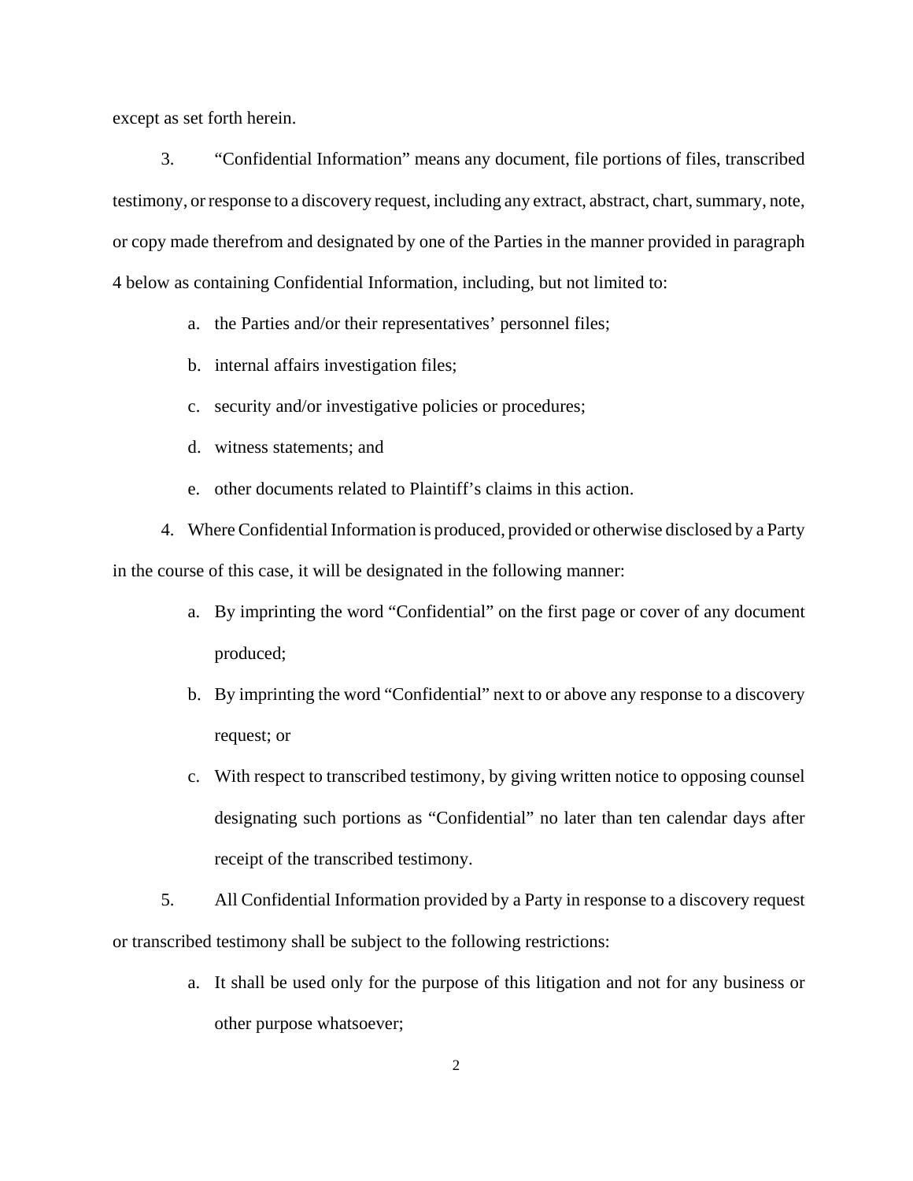except as set forth herein.

3. “Confidential Information” means any document, file portions of files, transcribed testimony, or response to a discovery request, including any extract, abstract, chart, summary, note, or copy made therefrom and designated by one of the Parties in the manner provided in paragraph 4 below as containing Confidential Information, including, but not limited to:

   a. the Parties and/or their representatives’ personnel files;

   b. internal affairs investigation files;

   c. security and/or investigative policies or procedures;

   d. witness statements; and

   e. other documents related to Plaintiff’s claims in this action.

4. Where Confidential Information is produced, provided or otherwise disclosed by a Party in the course of this case, it will be designated in the following manner:

   a. By imprinting the word “Confidential” on the first page or cover of any document produced;

   b. By imprinting the word “Confidential” next to or above any response to a discovery request; or

   c. With respect to transcribed testimony, by giving written notice to opposing counsel designating such portions as “Confidential” no later than ten calendar days after receipt of the transcribed testimony.

5. All Confidential Information provided by a Party in response to a discovery request or transcribed testimony shall be subject to the following restrictions:

   a. It shall be used only for the purpose of this litigation and not for any business or other purpose whatsoever;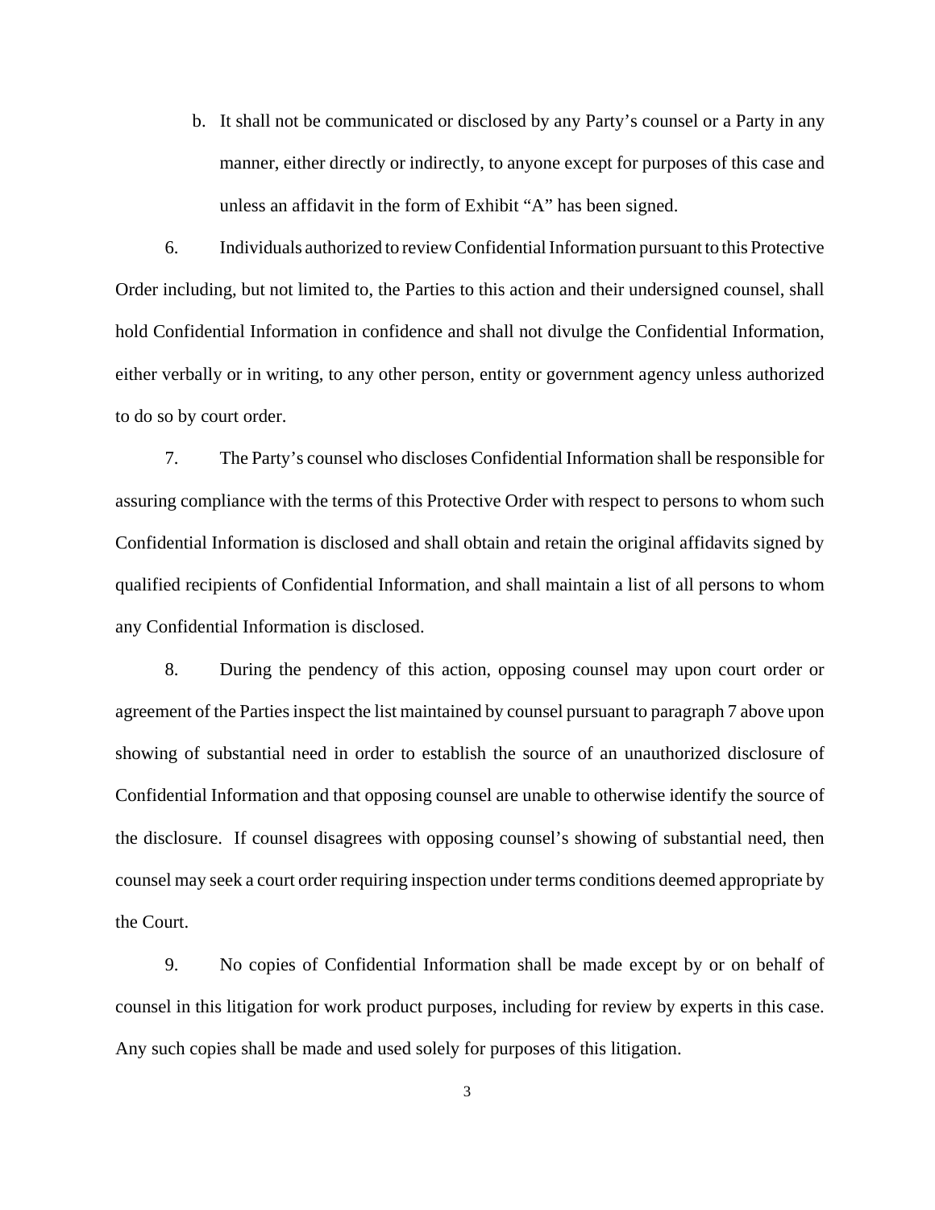b. It shall not be communicated or disclosed by any Party's counsel or a Party in any manner, either directly or indirectly, to anyone except for purposes of this case and unless an affidavit in the form of Exhibit "A" has been signed.

6. Individuals authorized to review Confidential Information pursuant to this Protective Order including, but not limited to, the Parties to this action and their undersigned counsel, shall hold Confidential Information in confidence and shall not divulge the Confidential Information, either verbally or in writing, to any other person, entity or government agency unless authorized to do so by court order.

7. The Party's counsel who discloses Confidential Information shall be responsible for assuring compliance with the terms of this Protective Order with respect to persons to whom such Confidential Information is disclosed and shall obtain and retain the original affidavits signed by qualified recipients of Confidential Information, and shall maintain a list of all persons to whom any Confidential Information is disclosed.

8. During the pendency of this action, opposing counsel may upon court order or agreement of the Parties inspect the list maintained by counsel pursuant to paragraph 7 above upon showing of substantial need in order to establish the source of an unauthorized disclosure of Confidential Information and that opposing counsel are unable to otherwise identify the source of the disclosure. If counsel disagrees with opposing counsel's showing of substantial need, then counsel may seek a court order requiring inspection under terms conditions deemed appropriate by the Court.

9. No copies of Confidential Information shall be made except by or on behalf of counsel in this litigation for work product purposes, including for review by experts in this case. Any such copies shall be made and used solely for purposes of this litigation.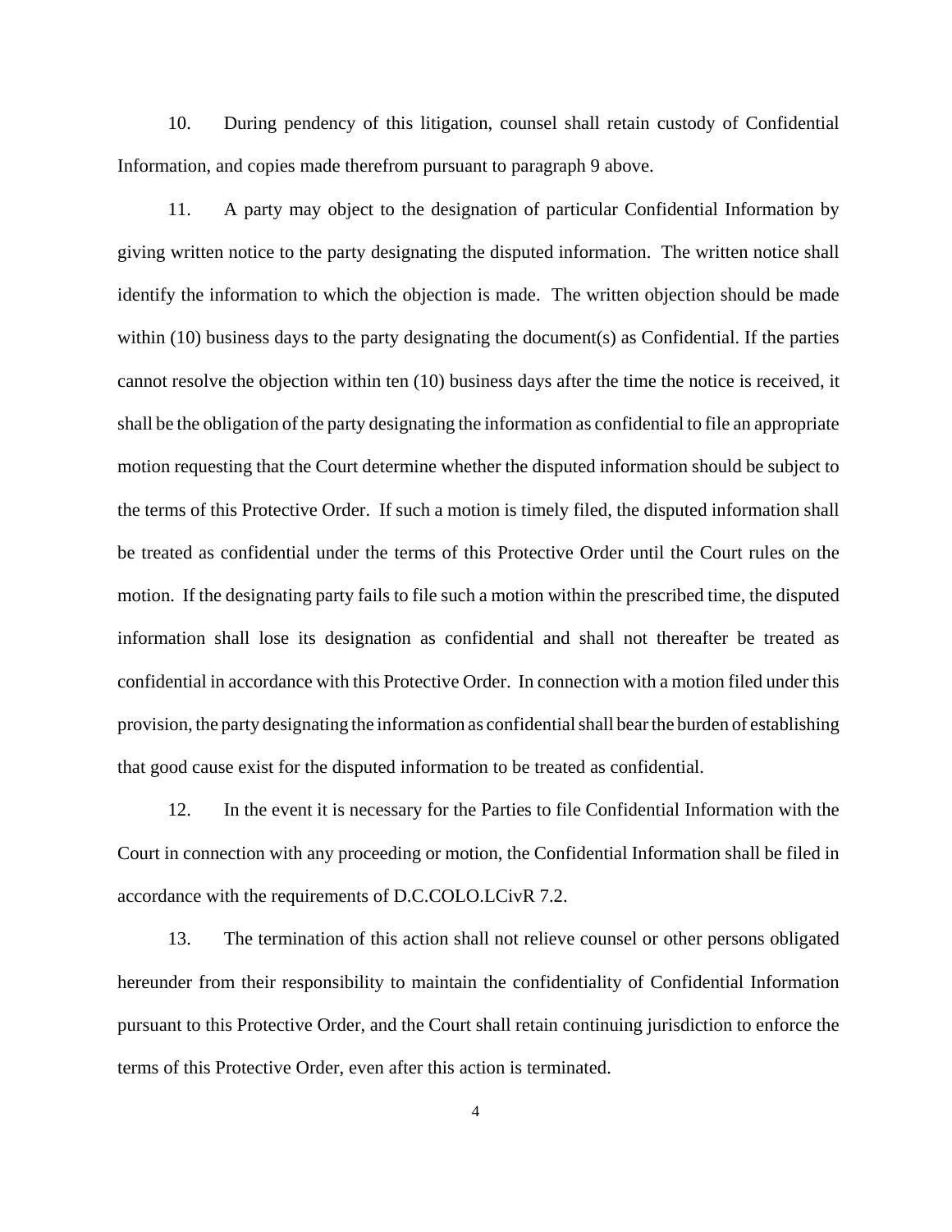10. During pendency of this litigation, counsel shall retain custody of Confidential Information, and copies made therefrom pursuant to paragraph 9 above.

11. A party may object to the designation of particular Confidential Information by giving written notice to the party designating the disputed information. The written notice shall identify the information to which the objection is made. The written objection should be made within (10) business days to the party designating the document(s) as Confidential. If the parties cannot resolve the objection within ten (10) business days after the time the notice is received, it shall be the obligation of the party designating the information as confidential to file an appropriate motion requesting that the Court determine whether the disputed information should be subject to the terms of this Protective Order. If such a motion is timely filed, the disputed information shall be treated as confidential under the terms of this Protective Order until the Court rules on the motion. If the designating party fails to file such a motion within the prescribed time, the disputed information shall lose its designation as confidential and shall not thereafter be treated as confidential in accordance with this Protective Order. In connection with a motion filed under this provision, the party designating the information as confidential shall bear the burden of establishing that good cause exist for the disputed information to be treated as confidential.

12. In the event it is necessary for the Parties to file Confidential Information with the Court in connection with any proceeding or motion, the Confidential Information shall be filed in accordance with the requirements of D.C.COLO.LCivR 7.2.

13. The termination of this action shall not relieve counsel or other persons obligated hereunder from their responsibility to maintain the confidentiality of Confidential Information pursuant to this Protective Order, and the Court shall retain continuing jurisdiction to enforce the terms of this Protective Order, even after this action is terminated.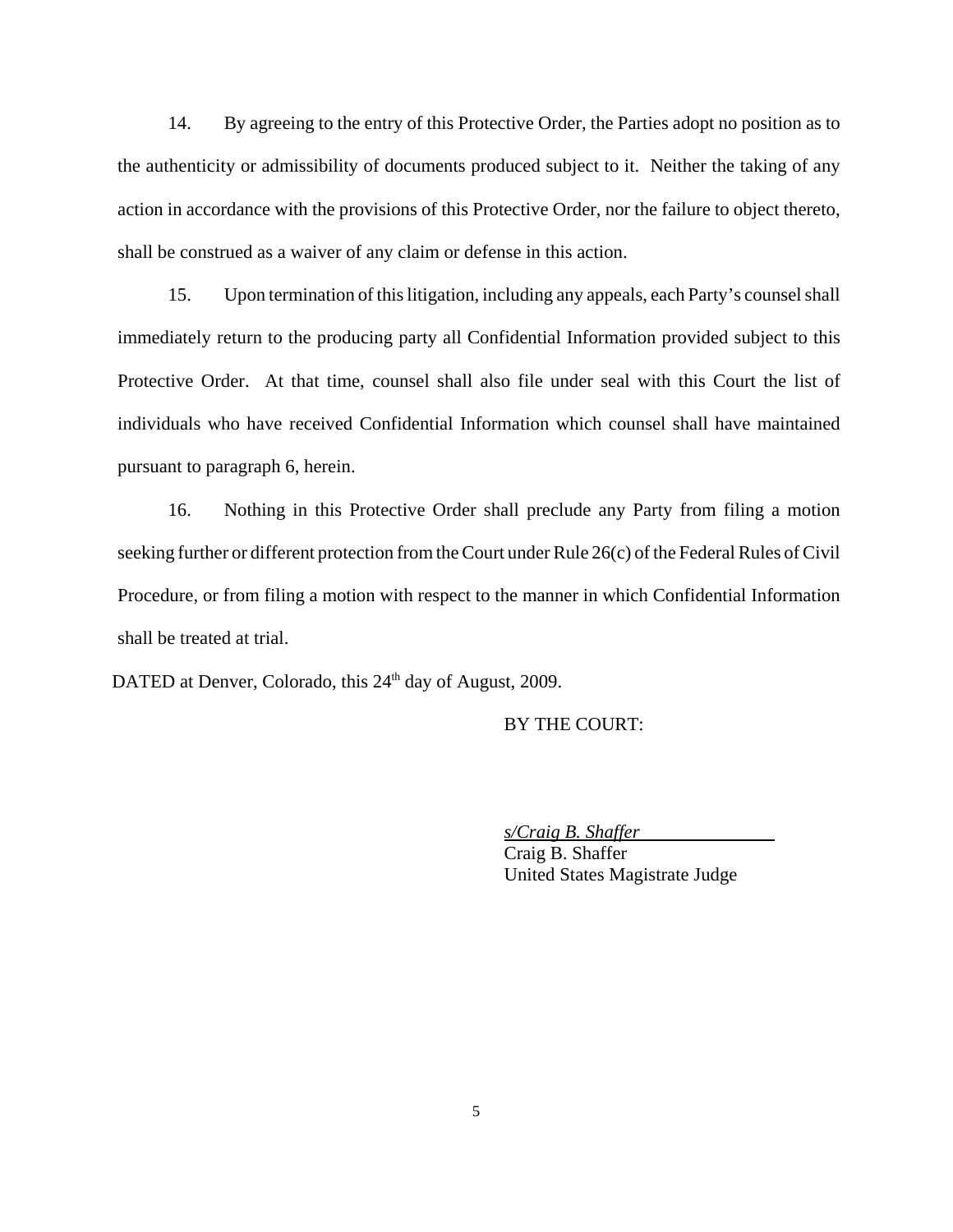14. By agreeing to the entry of this Protective Order, the Parties adopt no position as to the authenticity or admissibility of documents produced subject to it. Neither the taking of any action in accordance with the provisions of this Protective Order, nor the failure to object thereto, shall be construed as a waiver of any claim or defense in this action.

15. Upon termination of this litigation, including any appeals, each Party's counsel shall immediately return to the producing party all Confidential Information provided subject to this Protective Order. At that time, counsel shall also file under seal with this Court the list of individuals who have received Confidential Information which counsel shall have maintained pursuant to paragraph 6, herein.

16. Nothing in this Protective Order shall preclude any Party from filing a motion seeking further or different protection from the Court under Rule 26(c) of the Federal Rules of Civil Procedure, or from filing a motion with respect to the manner in which Confidential Information shall be treated at trial.

DATED at Denver, Colorado, this 24th day of August, 2009.

BY THE COURT:

*s/Craig B. Shaffer*
Craig B. Shaffer
United States Magistrate Judge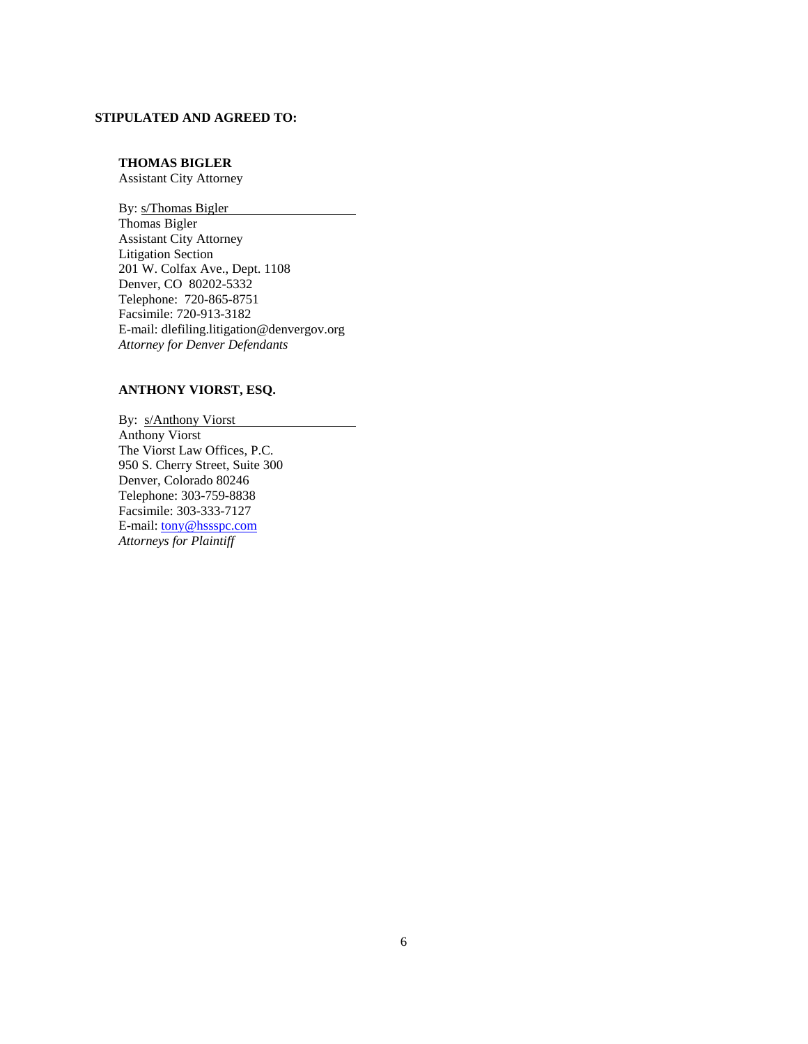**STIPULATED AND AGREED TO:**

**THOMAS BIGLER**
Assistant City Attorney

By: s/Thomas Bigler
Thomas Bigler
Assistant City Attorney
Litigation Section
201 W. Colfax Ave., Dept. 1108
Denver, CO 80202-5332
Telephone: 720-865-8751
Facsimile: 720-913-3182
E-mail: dlefiling.litigation@denvergov.org
*Attorney for Denver Defendants*

**ANTHONY VIORST, ESQ.**

By: s/Anthony Viorst
Anthony Viorst
The Viorst Law Offices, P.C.
950 S. Cherry Street, Suite 300
Denver, Colorado 80246
Telephone: 303-759-8838
Facsimile: 303-333-7127
E-mail: tony@hssspc.com
*Attorneys for Plaintiff*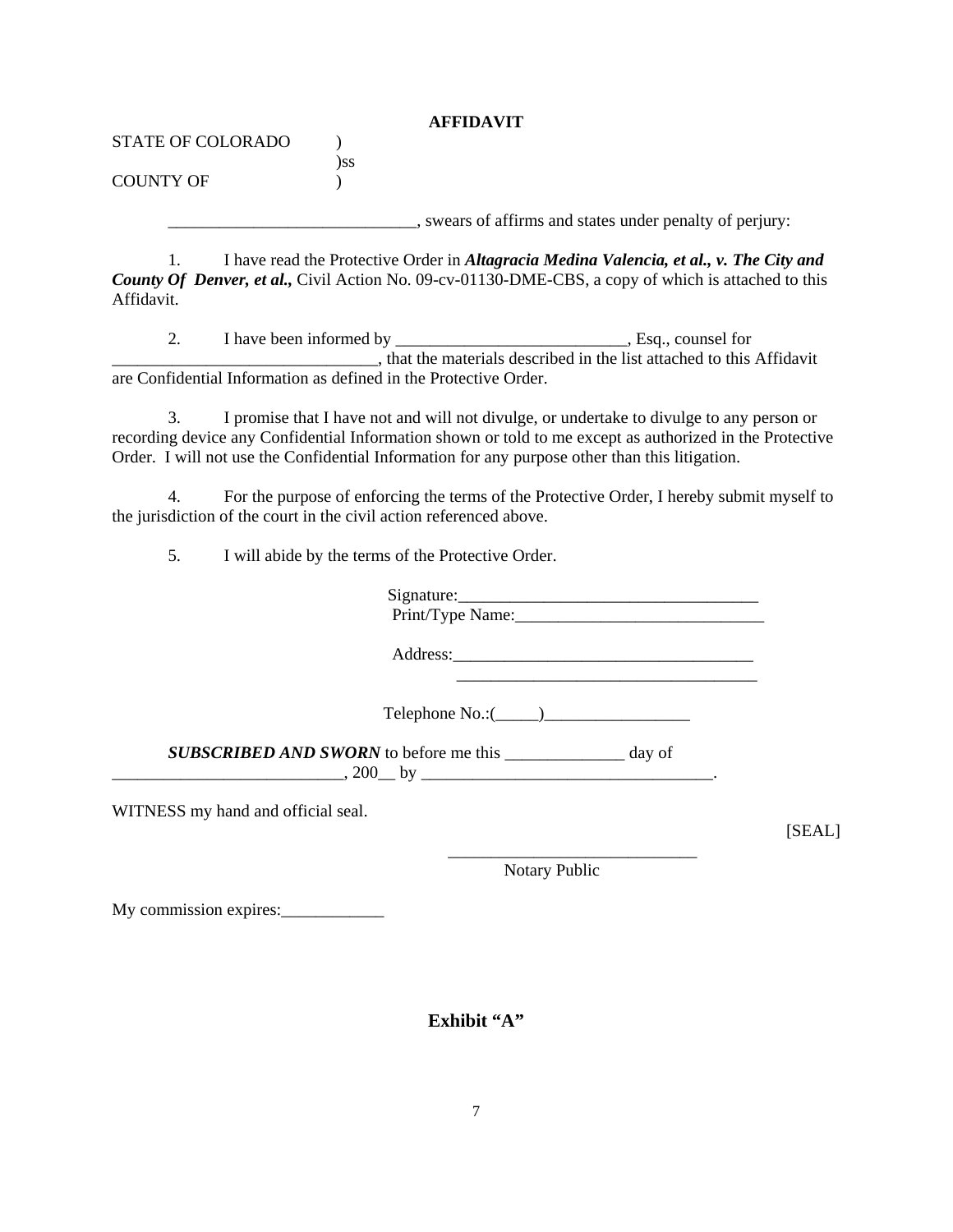**AFFIDAVIT**

STATE OF COLORADO )
)ss
COUNTY OF )

_____________________________, swears of affirms and states under penalty of perjury:

1. I have read the Protective Order in ***Altagracia Medina Valencia, et al., v. The City and County Of Denver, et al.,*** Civil Action No. 09-cv-01130-DME-CBS, a copy of which is attached to this Affidavit.

2. I have been informed by ___________________________, Esq., counsel for _______________________________, that the materials described in the list attached to this Affidavit are Confidential Information as defined in the Protective Order.

3. I promise that I have not and will not divulge, or undertake to divulge to any person or recording device any Confidential Information shown or told to me except as authorized in the Protective Order. I will not use the Confidential Information for any purpose other than this litigation.

4. For the purpose of enforcing the terms of the Protective Order, I hereby submit myself to the jurisdiction of the court in the civil action referenced above.

5. I will abide by the terms of the Protective Order.

Signature:____________________________________
Print/Type Name:______________________________

Address:____________________________________
____________________________________

Telephone No.:(_____)_________________

***SUBSCRIBED AND SWORN*** to before me this ______________ day of ___________________________, 200__ by ___________________________________.

WITNESS my hand and official seal.

[SEAL]

_____________________________
Notary Public

My commission expires:____________

**Exhibit "A"**